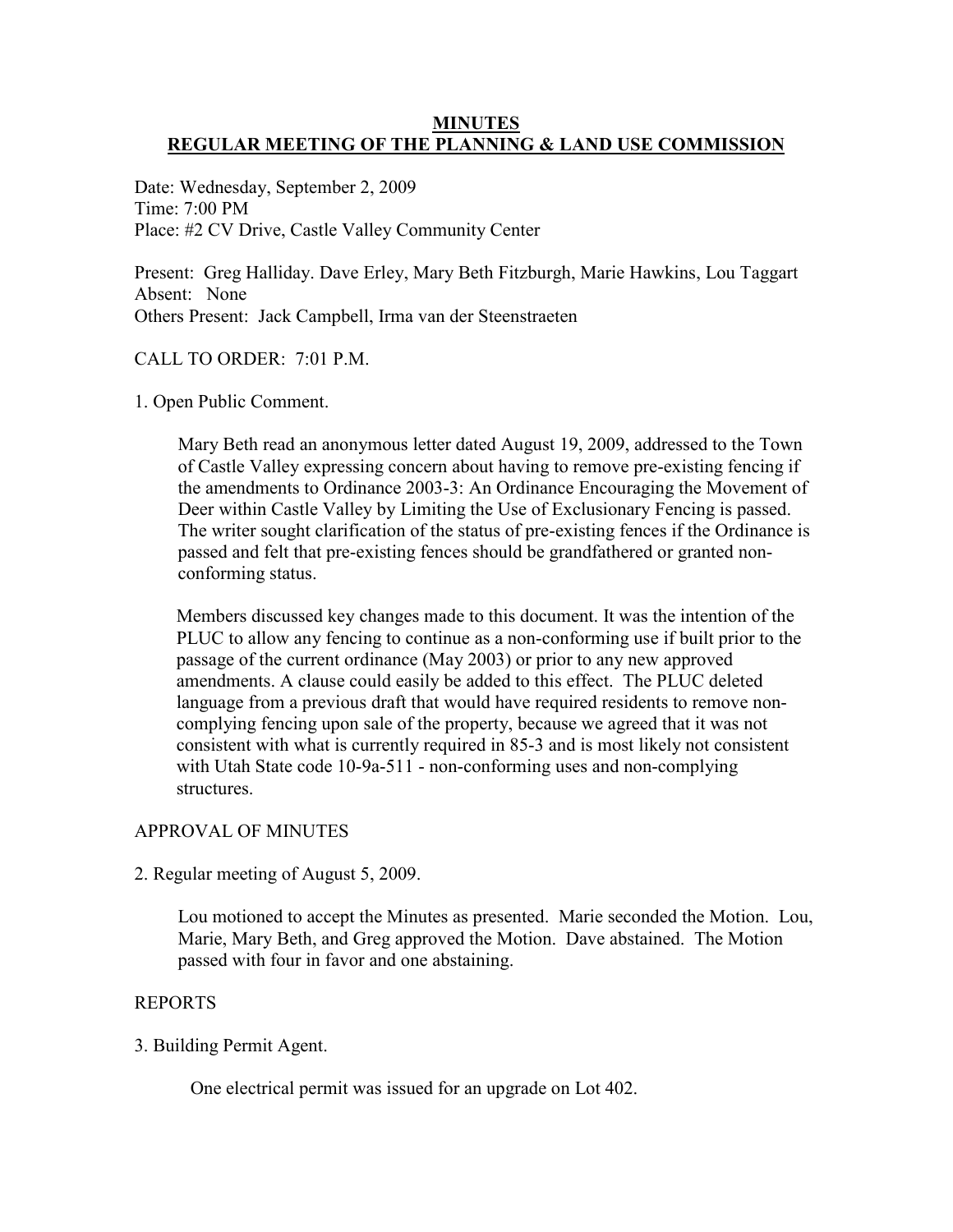**MINUTES**
**REGULAR MEETING OF THE PLANNING & LAND USE COMMISSION**

Date: Wednesday, September 2, 2009
Time: 7:00 PM
Place: #2 CV Drive, Castle Valley Community Center

Present: Greg Halliday. Dave Erley, Mary Beth Fitzburgh, Marie Hawkins, Lou Taggart
Absent: None
Others Present: Jack Campbell, Irma van der Steenstraeten

CALL TO ORDER: 7:01 P.M.

1. Open Public Comment.

Mary Beth read an anonymous letter dated August 19, 2009, addressed to the Town of Castle Valley expressing concern about having to remove pre-existing fencing if the amendments to Ordinance 2003-3: An Ordinance Encouraging the Movement of Deer within Castle Valley by Limiting the Use of Exclusionary Fencing is passed. The writer sought clarification of the status of pre-existing fences if the Ordinance is passed and felt that pre-existing fences should be grandfathered or granted non-conforming status.

Members discussed key changes made to this document. It was the intention of the PLUC to allow any fencing to continue as a non-conforming use if built prior to the passage of the current ordinance (May 2003) or prior to any new approved amendments. A clause could easily be added to this effect. The PLUC deleted language from a previous draft that would have required residents to remove non-complying fencing upon sale of the property, because we agreed that it was not consistent with what is currently required in 85-3 and is most likely not consistent with Utah State code 10-9a-511 - non-conforming uses and non-complying structures.

APPROVAL OF MINUTES

2. Regular meeting of August 5, 2009.

Lou motioned to accept the Minutes as presented. Marie seconded the Motion. Lou, Marie, Mary Beth, and Greg approved the Motion. Dave abstained. The Motion passed with four in favor and one abstaining.

REPORTS

3. Building Permit Agent.

One electrical permit was issued for an upgrade on Lot 402.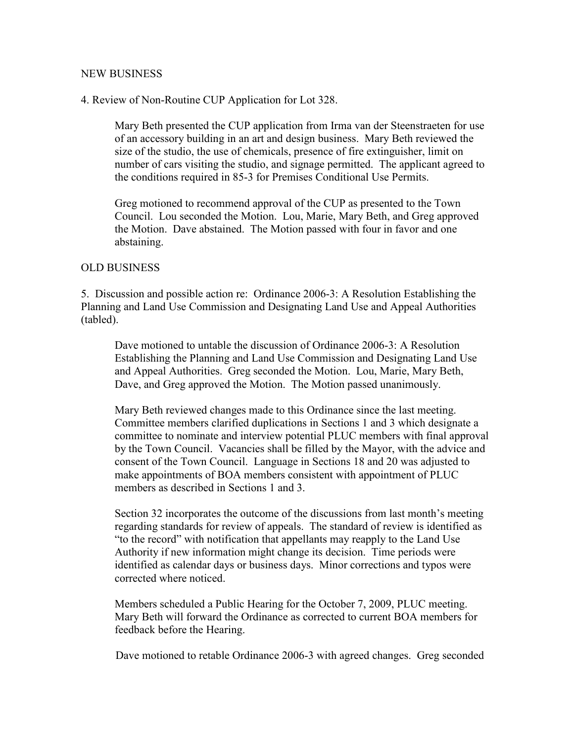NEW BUSINESS

4. Review of Non-Routine CUP Application for Lot 328.

Mary Beth presented the CUP application from Irma van der Steenstraeten for use of an accessory building in an art and design business. Mary Beth reviewed the size of the studio, the use of chemicals, presence of fire extinguisher, limit on number of cars visiting the studio, and signage permitted. The applicant agreed to the conditions required in 85-3 for Premises Conditional Use Permits.

Greg motioned to recommend approval of the CUP as presented to the Town Council. Lou seconded the Motion. Lou, Marie, Mary Beth, and Greg approved the Motion. Dave abstained. The Motion passed with four in favor and one abstaining.

OLD BUSINESS

5. Discussion and possible action re: Ordinance 2006-3: A Resolution Establishing the Planning and Land Use Commission and Designating Land Use and Appeal Authorities (tabled).

Dave motioned to untable the discussion of Ordinance 2006-3: A Resolution Establishing the Planning and Land Use Commission and Designating Land Use and Appeal Authorities. Greg seconded the Motion. Lou, Marie, Mary Beth, Dave, and Greg approved the Motion. The Motion passed unanimously.

Mary Beth reviewed changes made to this Ordinance since the last meeting. Committee members clarified duplications in Sections 1 and 3 which designate a committee to nominate and interview potential PLUC members with final approval by the Town Council. Vacancies shall be filled by the Mayor, with the advice and consent of the Town Council. Language in Sections 18 and 20 was adjusted to make appointments of BOA members consistent with appointment of PLUC members as described in Sections 1 and 3.

Section 32 incorporates the outcome of the discussions from last month's meeting regarding standards for review of appeals. The standard of review is identified as "to the record" with notification that appellants may reapply to the Land Use Authority if new information might change its decision. Time periods were identified as calendar days or business days. Minor corrections and typos were corrected where noticed.

Members scheduled a Public Hearing for the October 7, 2009, PLUC meeting. Mary Beth will forward the Ordinance as corrected to current BOA members for feedback before the Hearing.

Dave motioned to retable Ordinance 2006-3 with agreed changes. Greg seconded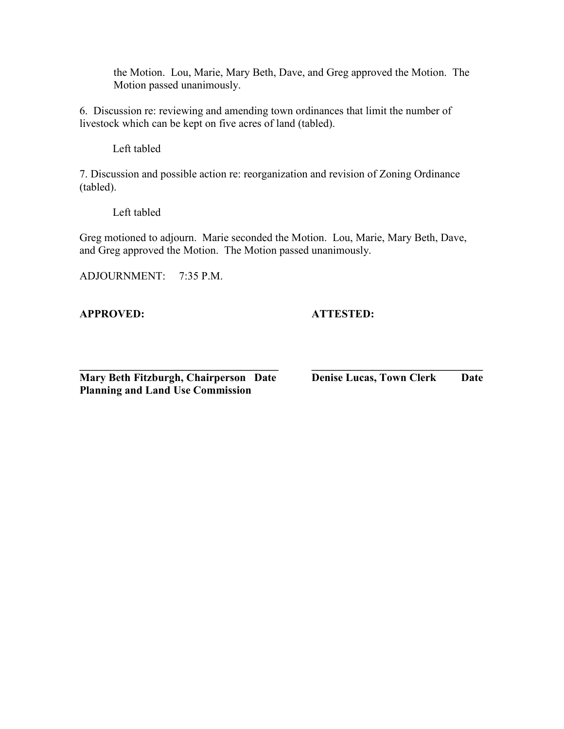the Motion. Lou, Marie, Mary Beth, Dave, and Greg approved the Motion. The Motion passed unanimously.

6. Discussion re: reviewing and amending town ordinances that limit the number of livestock which can be kept on five acres of land (tabled).

Left tabled

7. Discussion and possible action re: reorganization and revision of Zoning Ordinance (tabled).

Left tabled

Greg motioned to adjourn. Marie seconded the Motion. Lou, Marie, Mary Beth, Dave, and Greg approved the Motion. The Motion passed unanimously.

ADJOURNMENT: 7:35 P.M.

**APPROVED:** **ATTESTED:**

\_\_\_\_\_\_\_\_\_\_\_\_\_\_\_\_\_\_\_\_\_\_\_\_\_\_\_\_\_\_\_\_\_\_\_\_\_\_

**Mary Beth Fitzburgh, Chairperson Date**
**Planning and Land Use Commission**

\_\_\_\_\_\_\_\_\_\_\_\_\_\_\_\_\_\_\_\_\_\_\_\_\_\_\_\_\_\_\_\_\_\_\_

**Denise Lucas, Town Clerk Date**